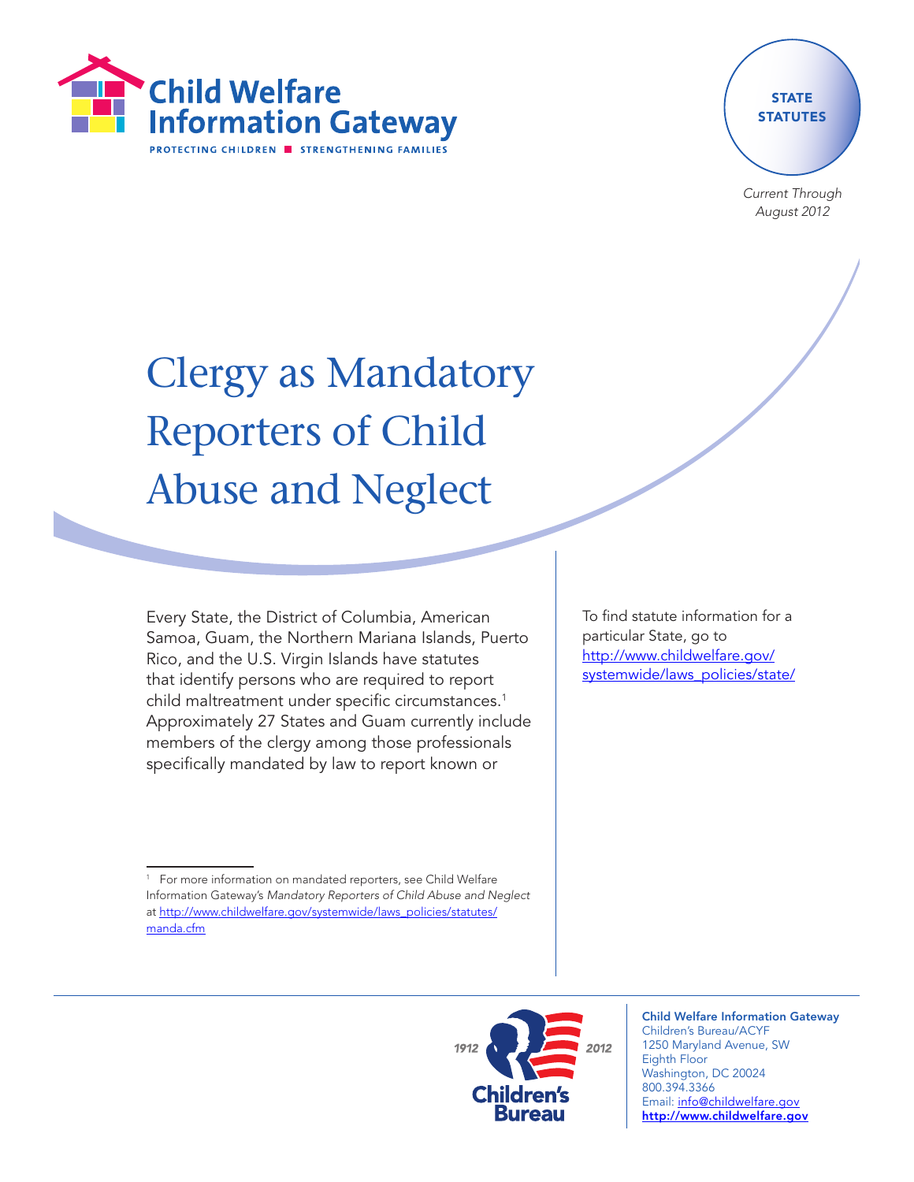Child Welfare Information Gateway

PROTECTING CHILDREN ■ STRENGTHENING FAMILIES

STATE STATUTES

*Current Through August 2012*

# Clergy as Mandatory Reporters of Child Abuse and Neglect

Every State, the District of Columbia, American Samoa, Guam, the Northern Mariana Islands, Puerto Rico, and the U.S. Virgin Islands have statutes that identify persons who are required to report child maltreatment under specific circumstances.[1] Approximately 27 States and Guam currently include members of the clergy among those professionals specifically mandated by law to report known or

To find statute information for a particular State, go to http://www.childwelfare.gov/systemwide/laws_policies/state/

[1] For more information on mandated reporters, see Child Welfare Information Gateway's *Mandatory Reporters of Child Abuse and Neglect* at http://www.childwelfare.gov/systemwide/laws_policies/statutes/manda.cfm

1912 Children's Bureau 2012

**Child Welfare Information Gateway**
Children's Bureau/ACYF
1250 Maryland Avenue, SW
Eighth Floor
Washington, DC 20024
800.394.3366
Email: info@childwelfare.gov
**http://www.childwelfare.gov**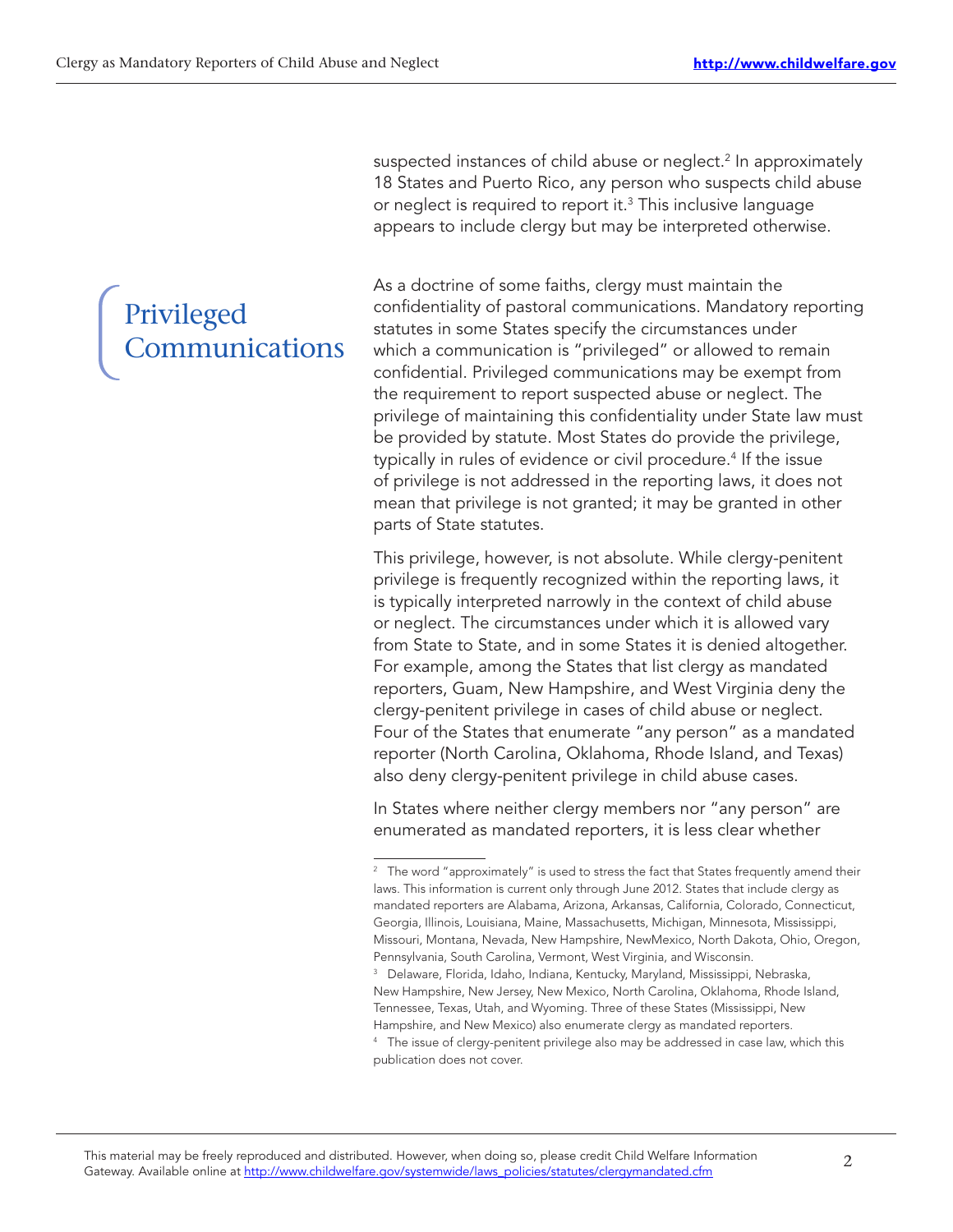suspected instances of child abuse or neglect.[2] In approximately 18 States and Puerto Rico, any person who suspects child abuse or neglect is required to report it.[3] This inclusive language appears to include clergy but may be interpreted otherwise.

## Privileged Communications

As a doctrine of some faiths, clergy must maintain the confidentiality of pastoral communications. Mandatory reporting statutes in some States specify the circumstances under which a communication is "privileged" or allowed to remain confidential. Privileged communications may be exempt from the requirement to report suspected abuse or neglect. The privilege of maintaining this confidentiality under State law must be provided by statute. Most States do provide the privilege, typically in rules of evidence or civil procedure.[4] If the issue of privilege is not addressed in the reporting laws, it does not mean that privilege is not granted; it may be granted in other parts of State statutes.

This privilege, however, is not absolute. While clergy-penitent privilege is frequently recognized within the reporting laws, it is typically interpreted narrowly in the context of child abuse or neglect. The circumstances under which it is allowed vary from State to State, and in some States it is denied altogether. For example, among the States that list clergy as mandated reporters, Guam, New Hampshire, and West Virginia deny the clergy-penitent privilege in cases of child abuse or neglect. Four of the States that enumerate "any person" as a mandated reporter (North Carolina, Oklahoma, Rhode Island, and Texas) also deny clergy-penitent privilege in child abuse cases.

In States where neither clergy members nor "any person" are enumerated as mandated reporters, it is less clear whether

---

[2] The word "approximately" is used to stress the fact that States frequently amend their laws. This information is current only through June 2012. States that include clergy as mandated reporters are Alabama, Arizona, Arkansas, California, Colorado, Connecticut, Georgia, Illinois, Louisiana, Maine, Massachusetts, Michigan, Minnesota, Mississippi, Missouri, Montana, Nevada, New Hampshire, NewMexico, North Dakota, Ohio, Oregon, Pennsylvania, South Carolina, Vermont, West Virginia, and Wisconsin.

[3] Delaware, Florida, Idaho, Indiana, Kentucky, Maryland, Mississippi, Nebraska, New Hampshire, New Jersey, New Mexico, North Carolina, Oklahoma, Rhode Island, Tennessee, Texas, Utah, and Wyoming. Three of these States (Mississippi, New Hampshire, and New Mexico) also enumerate clergy as mandated reporters.

[4] The issue of clergy-penitent privilege also may be addressed in case law, which this publication does not cover.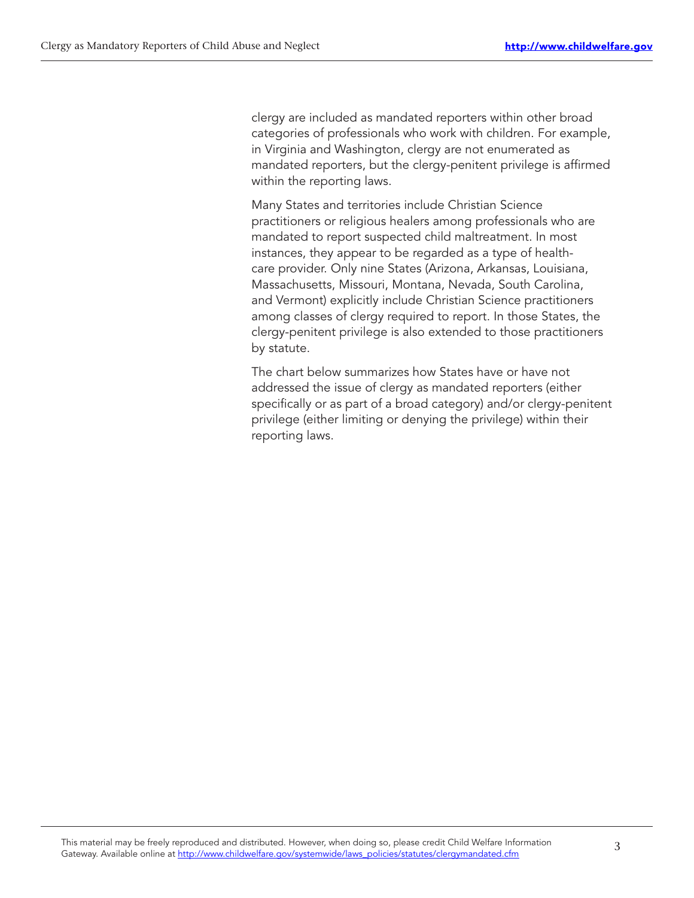clergy are included as mandated reporters within other broad categories of professionals who work with children. For example, in Virginia and Washington, clergy are not enumerated as mandated reporters, but the clergy-penitent privilege is affirmed within the reporting laws.

Many States and territories include Christian Science practitioners or religious healers among professionals who are mandated to report suspected child maltreatment. In most instances, they appear to be regarded as a type of health-care provider. Only nine States (Arizona, Arkansas, Louisiana, Massachusetts, Missouri, Montana, Nevada, South Carolina, and Vermont) explicitly include Christian Science practitioners among classes of clergy required to report. In those States, the clergy-penitent privilege is also extended to those practitioners by statute.

The chart below summarizes how States have or have not addressed the issue of clergy as mandated reporters (either specifically or as part of a broad category) and/or clergy-penitent privilege (either limiting or denying the privilege) within their reporting laws.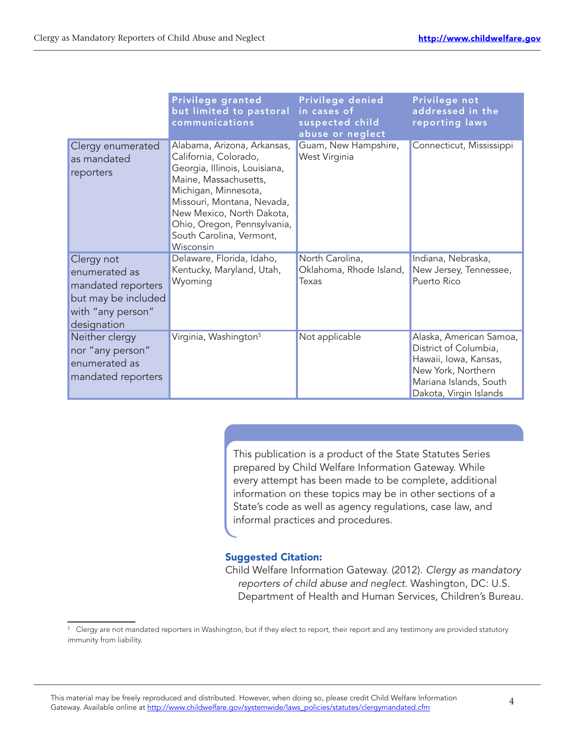| | Privilege granted but limited to pastoral communications | Privilege denied in cases of suspected child abuse or neglect | Privilege not addressed in the reporting laws |
|---|---|---|---|
| Clergy enumerated as mandated reporters | Alabama, Arizona, Arkansas, California, Colorado, Georgia, Illinois, Louisiana, Maine, Massachusetts, Michigan, Minnesota, Missouri, Montana, Nevada, New Mexico, North Dakota, Ohio, Oregon, Pennsylvania, South Carolina, Vermont, Wisconsin | Guam, New Hampshire, West Virginia | Connecticut, Mississippi |
| Clergy not enumerated as mandated reporters but may be included with "any person" designation | Delaware, Florida, Idaho, Kentucky, Maryland, Utah, Wyoming | North Carolina, Oklahoma, Rhode Island, Texas | Indiana, Nebraska, New Jersey, Tennessee, Puerto Rico |
| Neither clergy nor "any person" enumerated as mandated reporters | Virginia, Washington[5] | Not applicable | Alaska, American Samoa, District of Columbia, Hawaii, Iowa, Kansas, New York, Northern Mariana Islands, South Dakota, Virgin Islands |

This publication is a product of the State Statutes Series prepared by Child Welfare Information Gateway. While every attempt has been made to be complete, additional information on these topics may be in other sections of a State's code as well as agency regulations, case law, and informal practices and procedures.

**Suggested Citation:**

Child Welfare Information Gateway. (2012). *Clergy as mandatory reporters of child abuse and neglect*. Washington, DC: U.S. Department of Health and Human Services, Children's Bureau.

[5] Clergy are not mandated reporters in Washington, but if they elect to report, their report and any testimony are provided statutory immunity from liability.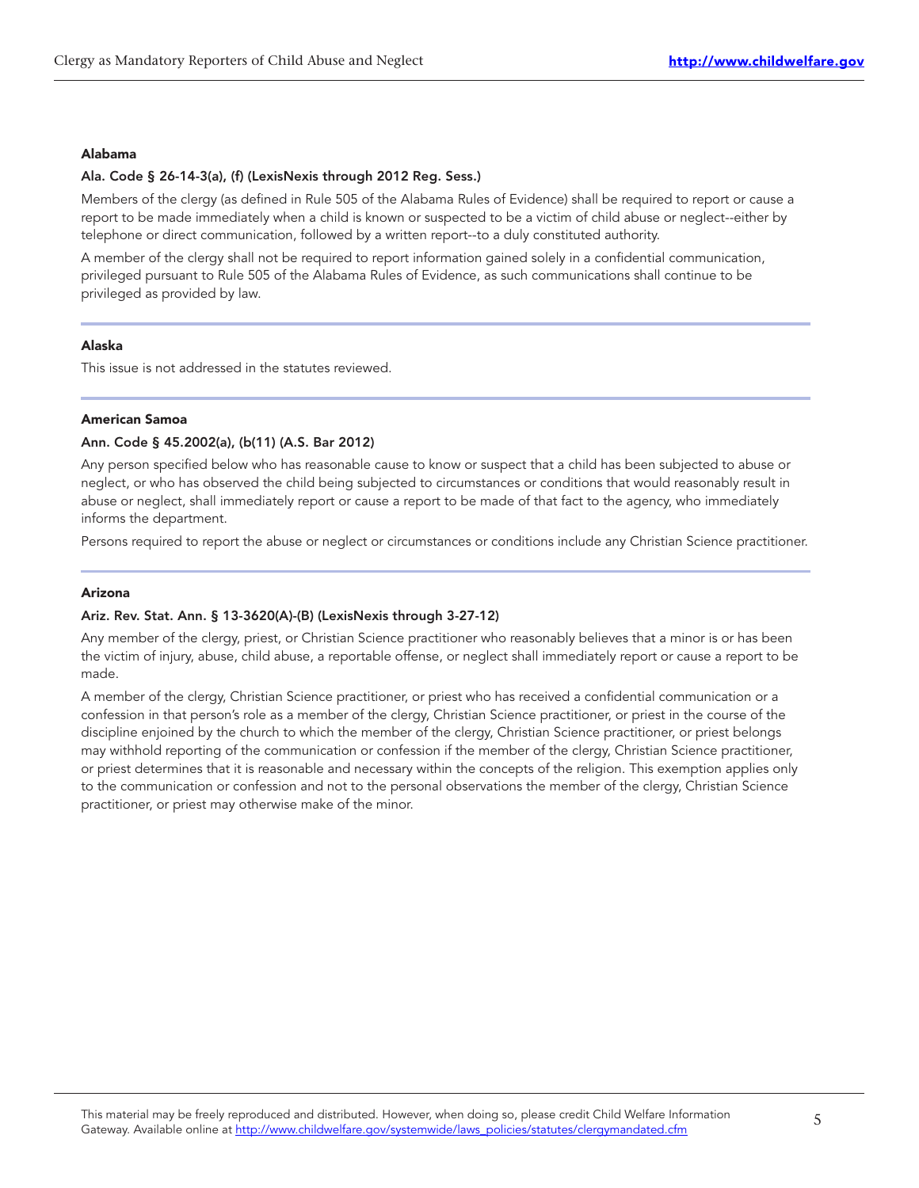### Alabama

**Ala. Code § 26-14-3(a), (f) (LexisNexis through 2012 Reg. Sess.)**

Members of the clergy (as defined in Rule 505 of the Alabama Rules of Evidence) shall be required to report or cause a report to be made immediately when a child is known or suspected to be a victim of child abuse or neglect--either by telephone or direct communication, followed by a written report--to a duly constituted authority.

A member of the clergy shall not be required to report information gained solely in a confidential communication, privileged pursuant to Rule 505 of the Alabama Rules of Evidence, as such communications shall continue to be privileged as provided by law.

### Alaska

This issue is not addressed in the statutes reviewed.

### American Samoa

**Ann. Code § 45.2002(a), (b(11) (A.S. Bar 2012)**

Any person specified below who has reasonable cause to know or suspect that a child has been subjected to abuse or neglect, or who has observed the child being subjected to circumstances or conditions that would reasonably result in abuse or neglect, shall immediately report or cause a report to be made of that fact to the agency, who immediately informs the department.

Persons required to report the abuse or neglect or circumstances or conditions include any Christian Science practitioner.

### Arizona

**Ariz. Rev. Stat. Ann. § 13-3620(A)-(B) (LexisNexis through 3-27-12)**

Any member of the clergy, priest, or Christian Science practitioner who reasonably believes that a minor is or has been the victim of injury, abuse, child abuse, a reportable offense, or neglect shall immediately report or cause a report to be made.

A member of the clergy, Christian Science practitioner, or priest who has received a confidential communication or a confession in that person's role as a member of the clergy, Christian Science practitioner, or priest in the course of the discipline enjoined by the church to which the member of the clergy, Christian Science practitioner, or priest belongs may withhold reporting of the communication or confession if the member of the clergy, Christian Science practitioner, or priest determines that it is reasonable and necessary within the concepts of the religion. This exemption applies only to the communication or confession and not to the personal observations the member of the clergy, Christian Science practitioner, or priest may otherwise make of the minor.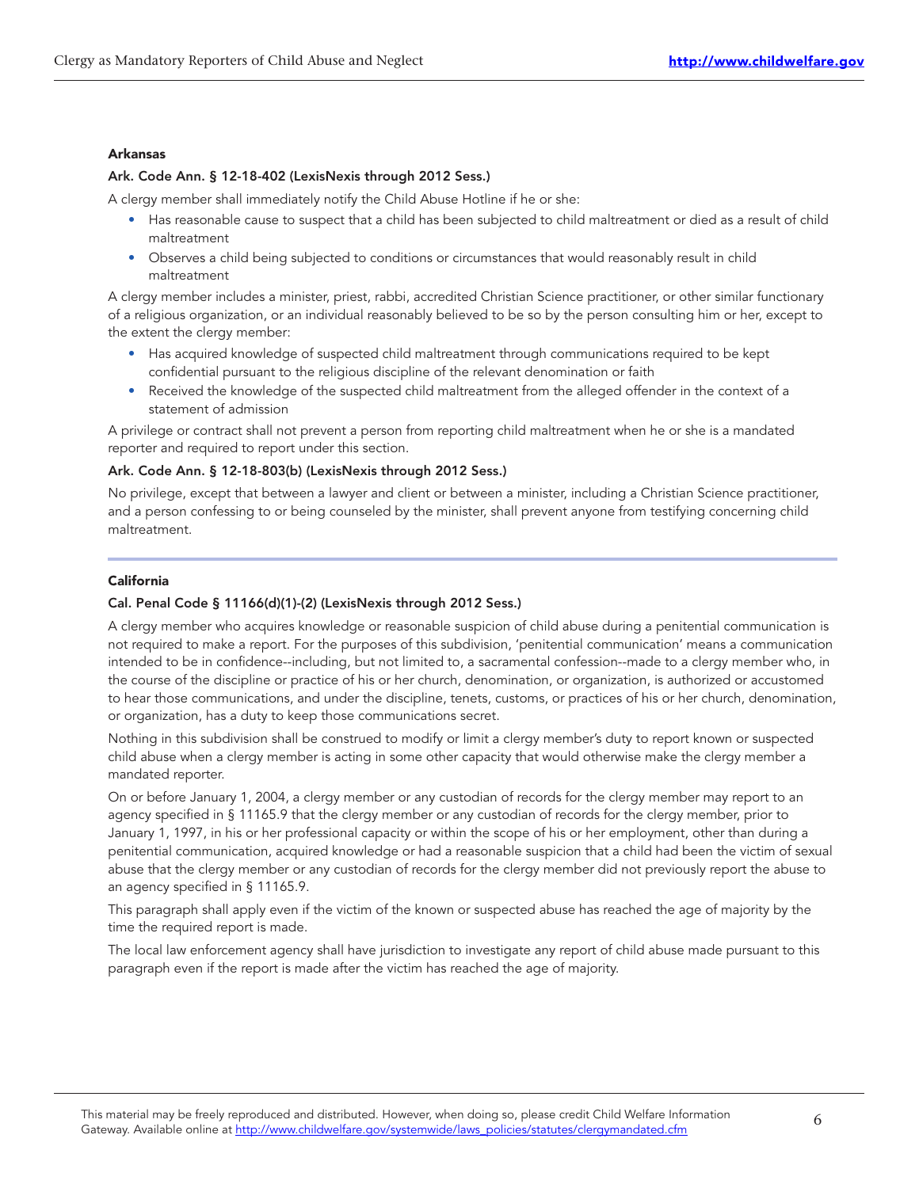### Arkansas

**Ark. Code Ann. § 12-18-402 (LexisNexis through 2012 Sess.)**

A clergy member shall immediately notify the Child Abuse Hotline if he or she:

- Has reasonable cause to suspect that a child has been subjected to child maltreatment or died as a result of child maltreatment
- Observes a child being subjected to conditions or circumstances that would reasonably result in child maltreatment

A clergy member includes a minister, priest, rabbi, accredited Christian Science practitioner, or other similar functionary of a religious organization, or an individual reasonably believed to be so by the person consulting him or her, except to the extent the clergy member:

- Has acquired knowledge of suspected child maltreatment through communications required to be kept confidential pursuant to the religious discipline of the relevant denomination or faith
- Received the knowledge of the suspected child maltreatment from the alleged offender in the context of a statement of admission

A privilege or contract shall not prevent a person from reporting child maltreatment when he or she is a mandated reporter and required to report under this section.

**Ark. Code Ann. § 12-18-803(b) (LexisNexis through 2012 Sess.)**

No privilege, except that between a lawyer and client or between a minister, including a Christian Science practitioner, and a person confessing to or being counseled by the minister, shall prevent anyone from testifying concerning child maltreatment.

### California

**Cal. Penal Code § 11166(d)(1)-(2) (LexisNexis through 2012 Sess.)**

A clergy member who acquires knowledge or reasonable suspicion of child abuse during a penitential communication is not required to make a report. For the purposes of this subdivision, 'penitential communication' means a communication intended to be in confidence--including, but not limited to, a sacramental confession--made to a clergy member who, in the course of the discipline or practice of his or her church, denomination, or organization, is authorized or accustomed to hear those communications, and under the discipline, tenets, customs, or practices of his or her church, denomination, or organization, has a duty to keep those communications secret.

Nothing in this subdivision shall be construed to modify or limit a clergy member's duty to report known or suspected child abuse when a clergy member is acting in some other capacity that would otherwise make the clergy member a mandated reporter.

On or before January 1, 2004, a clergy member or any custodian of records for the clergy member may report to an agency specified in § 11165.9 that the clergy member or any custodian of records for the clergy member, prior to January 1, 1997, in his or her professional capacity or within the scope of his or her employment, other than during a penitential communication, acquired knowledge or had a reasonable suspicion that a child had been the victim of sexual abuse that the clergy member or any custodian of records for the clergy member did not previously report the abuse to an agency specified in § 11165.9.

This paragraph shall apply even if the victim of the known or suspected abuse has reached the age of majority by the time the required report is made.

The local law enforcement agency shall have jurisdiction to investigate any report of child abuse made pursuant to this paragraph even if the report is made after the victim has reached the age of majority.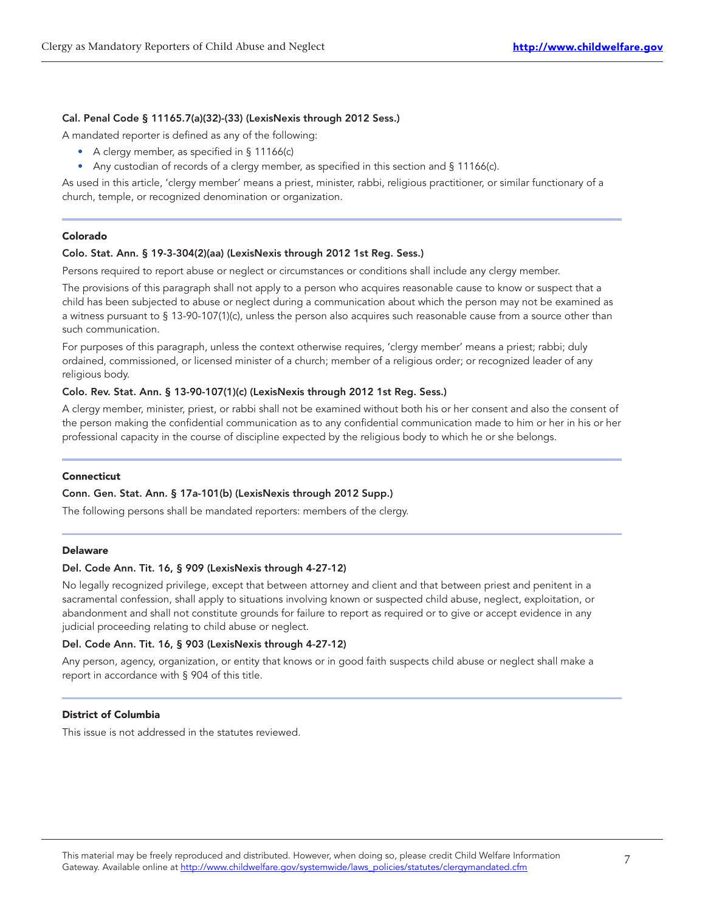**Cal. Penal Code § 11165.7(a)(32)-(33) (LexisNexis through 2012 Sess.)**

A mandated reporter is defined as any of the following:

- A clergy member, as specified in § 11166(c)
- Any custodian of records of a clergy member, as specified in this section and § 11166(c).

As used in this article, 'clergy member' means a priest, minister, rabbi, religious practitioner, or similar functionary of a church, temple, or recognized denomination or organization.

### Colorado

**Colo. Stat. Ann. § 19-3-304(2)(aa) (LexisNexis through 2012 1st Reg. Sess.)**

Persons required to report abuse or neglect or circumstances or conditions shall include any clergy member.

The provisions of this paragraph shall not apply to a person who acquires reasonable cause to know or suspect that a child has been subjected to abuse or neglect during a communication about which the person may not be examined as a witness pursuant to § 13-90-107(1)(c), unless the person also acquires such reasonable cause from a source other than such communication.

For purposes of this paragraph, unless the context otherwise requires, 'clergy member' means a priest; rabbi; duly ordained, commissioned, or licensed minister of a church; member of a religious order; or recognized leader of any religious body.

**Colo. Rev. Stat. Ann. § 13-90-107(1)(c) (LexisNexis through 2012 1st Reg. Sess.)**

A clergy member, minister, priest, or rabbi shall not be examined without both his or her consent and also the consent of the person making the confidential communication as to any confidential communication made to him or her in his or her professional capacity in the course of discipline expected by the religious body to which he or she belongs.

### Connecticut

**Conn. Gen. Stat. Ann. § 17a-101(b) (LexisNexis through 2012 Supp.)**

The following persons shall be mandated reporters: members of the clergy.

### Delaware

**Del. Code Ann. Tit. 16, § 909 (LexisNexis through 4-27-12)**

No legally recognized privilege, except that between attorney and client and that between priest and penitent in a sacramental confession, shall apply to situations involving known or suspected child abuse, neglect, exploitation, or abandonment and shall not constitute grounds for failure to report as required or to give or accept evidence in any judicial proceeding relating to child abuse or neglect.

**Del. Code Ann. Tit. 16, § 903 (LexisNexis through 4-27-12)**

Any person, agency, organization, or entity that knows or in good faith suspects child abuse or neglect shall make a report in accordance with § 904 of this title.

### District of Columbia

This issue is not addressed in the statutes reviewed.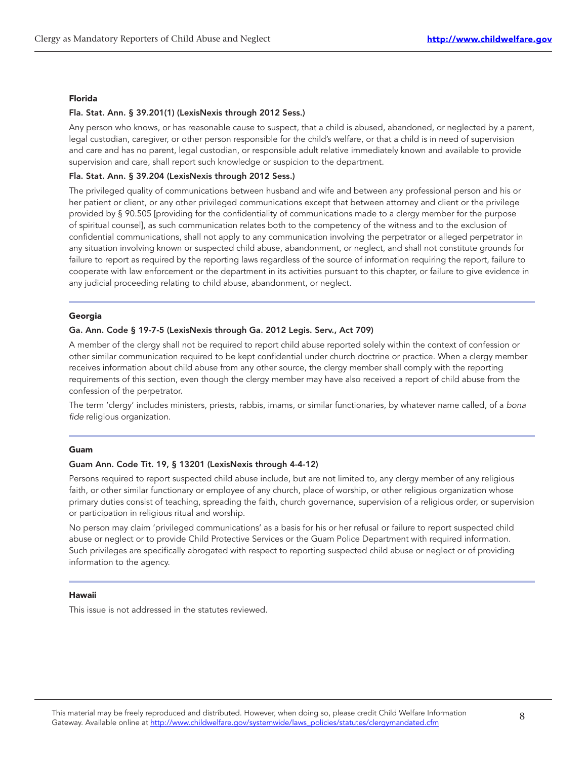### Florida

**Fla. Stat. Ann. § 39.201(1) (LexisNexis through 2012 Sess.)**

Any person who knows, or has reasonable cause to suspect, that a child is abused, abandoned, or neglected by a parent, legal custodian, caregiver, or other person responsible for the child's welfare, or that a child is in need of supervision and care and has no parent, legal custodian, or responsible adult relative immediately known and available to provide supervision and care, shall report such knowledge or suspicion to the department.

**Fla. Stat. Ann. § 39.204 (LexisNexis through 2012 Sess.)**

The privileged quality of communications between husband and wife and between any professional person and his or her patient or client, or any other privileged communications except that between attorney and client or the privilege provided by § 90.505 [providing for the confidentiality of communications made to a clergy member for the purpose of spiritual counsel], as such communication relates both to the competency of the witness and to the exclusion of confidential communications, shall not apply to any communication involving the perpetrator or alleged perpetrator in any situation involving known or suspected child abuse, abandonment, or neglect, and shall not constitute grounds for failure to report as required by the reporting laws regardless of the source of information requiring the report, failure to cooperate with law enforcement or the department in its activities pursuant to this chapter, or failure to give evidence in any judicial proceeding relating to child abuse, abandonment, or neglect.

### Georgia

**Ga. Ann. Code § 19-7-5 (LexisNexis through Ga. 2012 Legis. Serv., Act 709)**

A member of the clergy shall not be required to report child abuse reported solely within the context of confession or other similar communication required to be kept confidential under church doctrine or practice. When a clergy member receives information about child abuse from any other source, the clergy member shall comply with the reporting requirements of this section, even though the clergy member may have also received a report of child abuse from the confession of the perpetrator.

The term 'clergy' includes ministers, priests, rabbis, imams, or similar functionaries, by whatever name called, of a *bona fide* religious organization.

### Guam

**Guam Ann. Code Tit. 19, § 13201 (LexisNexis through 4-4-12)**

Persons required to report suspected child abuse include, but are not limited to, any clergy member of any religious faith, or other similar functionary or employee of any church, place of worship, or other religious organization whose primary duties consist of teaching, spreading the faith, church governance, supervision of a religious order, or supervision or participation in religious ritual and worship.

No person may claim 'privileged communications' as a basis for his or her refusal or failure to report suspected child abuse or neglect or to provide Child Protective Services or the Guam Police Department with required information. Such privileges are specifically abrogated with respect to reporting suspected child abuse or neglect or of providing information to the agency.

### Hawaii

This issue is not addressed in the statutes reviewed.

This material may be freely reproduced and distributed. However, when doing so, please credit Child Welfare Information Gateway. Available online at http://www.childwelfare.gov/systemwide/laws_policies/statutes/clergymandated.cfm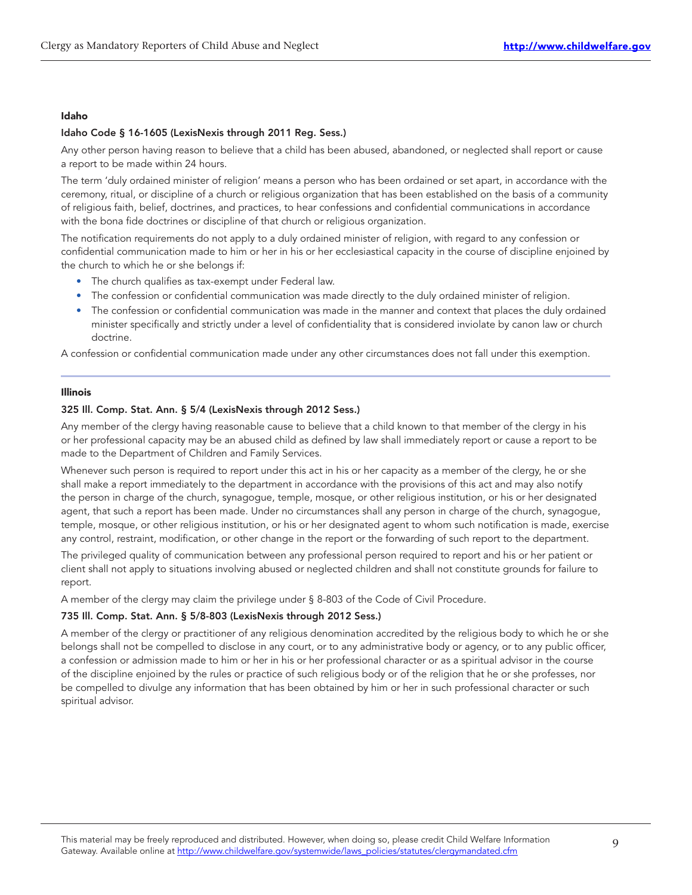### Idaho

**Idaho Code § 16-1605 (LexisNexis through 2011 Reg. Sess.)**

Any other person having reason to believe that a child has been abused, abandoned, or neglected shall report or cause a report to be made within 24 hours.

The term 'duly ordained minister of religion' means a person who has been ordained or set apart, in accordance with the ceremony, ritual, or discipline of a church or religious organization that has been established on the basis of a community of religious faith, belief, doctrines, and practices, to hear confessions and confidential communications in accordance with the bona fide doctrines or discipline of that church or religious organization.

The notification requirements do not apply to a duly ordained minister of religion, with regard to any confession or confidential communication made to him or her in his or her ecclesiastical capacity in the course of discipline enjoined by the church to which he or she belongs if:

- The church qualifies as tax-exempt under Federal law.
- The confession or confidential communication was made directly to the duly ordained minister of religion.
- The confession or confidential communication was made in the manner and context that places the duly ordained minister specifically and strictly under a level of confidentiality that is considered inviolate by canon law or church doctrine.

A confession or confidential communication made under any other circumstances does not fall under this exemption.

### Illinois

**325 Ill. Comp. Stat. Ann. § 5/4 (LexisNexis through 2012 Sess.)**

Any member of the clergy having reasonable cause to believe that a child known to that member of the clergy in his or her professional capacity may be an abused child as defined by law shall immediately report or cause a report to be made to the Department of Children and Family Services.

Whenever such person is required to report under this act in his or her capacity as a member of the clergy, he or she shall make a report immediately to the department in accordance with the provisions of this act and may also notify the person in charge of the church, synagogue, temple, mosque, or other religious institution, or his or her designated agent, that such a report has been made. Under no circumstances shall any person in charge of the church, synagogue, temple, mosque, or other religious institution, or his or her designated agent to whom such notification is made, exercise any control, restraint, modification, or other change in the report or the forwarding of such report to the department.

The privileged quality of communication between any professional person required to report and his or her patient or client shall not apply to situations involving abused or neglected children and shall not constitute grounds for failure to report.

A member of the clergy may claim the privilege under § 8-803 of the Code of Civil Procedure.

**735 Ill. Comp. Stat. Ann. § 5/8-803 (LexisNexis through 2012 Sess.)**

A member of the clergy or practitioner of any religious denomination accredited by the religious body to which he or she belongs shall not be compelled to disclose in any court, or to any administrative body or agency, or to any public officer, a confession or admission made to him or her in his or her professional character or as a spiritual advisor in the course of the discipline enjoined by the rules or practice of such religious body or of the religion that he or she professes, nor be compelled to divulge any information that has been obtained by him or her in such professional character or such spiritual advisor.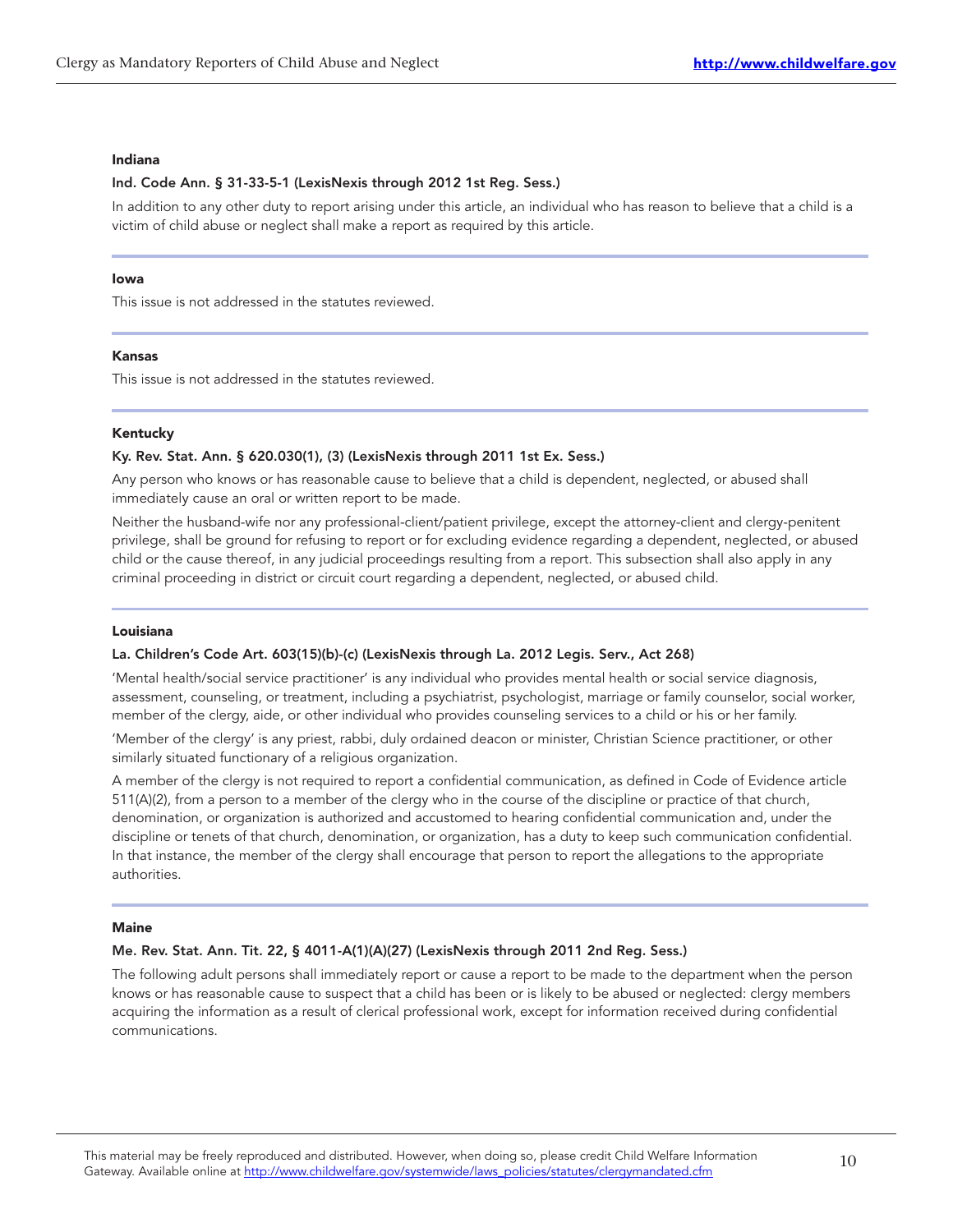### Indiana

**Ind. Code Ann. § 31-33-5-1 (LexisNexis through 2012 1st Reg. Sess.)**

In addition to any other duty to report arising under this article, an individual who has reason to believe that a child is a victim of child abuse or neglect shall make a report as required by this article.

---

### Iowa

This issue is not addressed in the statutes reviewed.

---

### Kansas

This issue is not addressed in the statutes reviewed.

---

### Kentucky

**Ky. Rev. Stat. Ann. § 620.030(1), (3) (LexisNexis through 2011 1st Ex. Sess.)**

Any person who knows or has reasonable cause to believe that a child is dependent, neglected, or abused shall immediately cause an oral or written report to be made.

Neither the husband-wife nor any professional-client/patient privilege, except the attorney-client and clergy-penitent privilege, shall be ground for refusing to report or for excluding evidence regarding a dependent, neglected, or abused child or the cause thereof, in any judicial proceedings resulting from a report. This subsection shall also apply in any criminal proceeding in district or circuit court regarding a dependent, neglected, or abused child.

---

### Louisiana

**La. Children's Code Art. 603(15)(b)-(c) (LexisNexis through La. 2012 Legis. Serv., Act 268)**

'Mental health/social service practitioner' is any individual who provides mental health or social service diagnosis, assessment, counseling, or treatment, including a psychiatrist, psychologist, marriage or family counselor, social worker, member of the clergy, aide, or other individual who provides counseling services to a child or his or her family.

'Member of the clergy' is any priest, rabbi, duly ordained deacon or minister, Christian Science practitioner, or other similarly situated functionary of a religious organization.

A member of the clergy is not required to report a confidential communication, as defined in Code of Evidence article 511(A)(2), from a person to a member of the clergy who in the course of the discipline or practice of that church, denomination, or organization, is authorized and accustomed to hearing confidential communication and, under the discipline or tenets of that church, denomination, or organization, has a duty to keep such communication confidential. In that instance, the member of the clergy shall encourage that person to report the allegations to the appropriate authorities.

---

### Maine

**Me. Rev. Stat. Ann. Tit. 22, § 4011-A(1)(A)(27) (LexisNexis through 2011 2nd Reg. Sess.)**

The following adult persons shall immediately report or cause a report to be made to the department when the person knows or has reasonable cause to suspect that a child has been or is likely to be abused or neglected: clergy members acquiring the information as a result of clerical professional work, except for information received during confidential communications.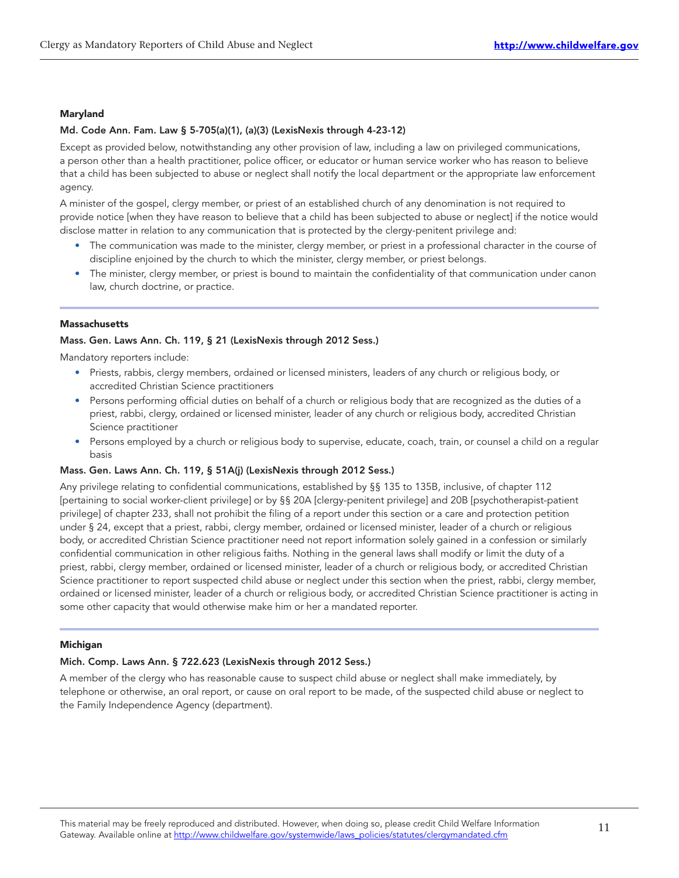### Maryland

**Md. Code Ann. Fam. Law § 5-705(a)(1), (a)(3) (LexisNexis through 4-23-12)**

Except as provided below, notwithstanding any other provision of law, including a law on privileged communications, a person other than a health practitioner, police officer, or educator or human service worker who has reason to believe that a child has been subjected to abuse or neglect shall notify the local department or the appropriate law enforcement agency.

A minister of the gospel, clergy member, or priest of an established church of any denomination is not required to provide notice [when they have reason to believe that a child has been subjected to abuse or neglect] if the notice would disclose matter in relation to any communication that is protected by the clergy-penitent privilege and:

- The communication was made to the minister, clergy member, or priest in a professional character in the course of discipline enjoined by the church to which the minister, clergy member, or priest belongs.
- The minister, clergy member, or priest is bound to maintain the confidentiality of that communication under canon law, church doctrine, or practice.

### Massachusetts

**Mass. Gen. Laws Ann. Ch. 119, § 21 (LexisNexis through 2012 Sess.)**

Mandatory reporters include:

- Priests, rabbis, clergy members, ordained or licensed ministers, leaders of any church or religious body, or accredited Christian Science practitioners
- Persons performing official duties on behalf of a church or religious body that are recognized as the duties of a priest, rabbi, clergy, ordained or licensed minister, leader of any church or religious body, accredited Christian Science practitioner
- Persons employed by a church or religious body to supervise, educate, coach, train, or counsel a child on a regular basis

**Mass. Gen. Laws Ann. Ch. 119, § 51A(j) (LexisNexis through 2012 Sess.)**

Any privilege relating to confidential communications, established by §§ 135 to 135B, inclusive, of chapter 112 [pertaining to social worker-client privilege] or by §§ 20A [clergy-penitent privilege] and 20B [psychotherapist-patient privilege] of chapter 233, shall not prohibit the filing of a report under this section or a care and protection petition under § 24, except that a priest, rabbi, clergy member, ordained or licensed minister, leader of a church or religious body, or accredited Christian Science practitioner need not report information solely gained in a confession or similarly confidential communication in other religious faiths. Nothing in the general laws shall modify or limit the duty of a priest, rabbi, clergy member, ordained or licensed minister, leader of a church or religious body, or accredited Christian Science practitioner to report suspected child abuse or neglect under this section when the priest, rabbi, clergy member, ordained or licensed minister, leader of a church or religious body, or accredited Christian Science practitioner is acting in some other capacity that would otherwise make him or her a mandated reporter.

### Michigan

**Mich. Comp. Laws Ann. § 722.623 (LexisNexis through 2012 Sess.)**

A member of the clergy who has reasonable cause to suspect child abuse or neglect shall make immediately, by telephone or otherwise, an oral report, or cause on oral report to be made, of the suspected child abuse or neglect to the Family Independence Agency (department).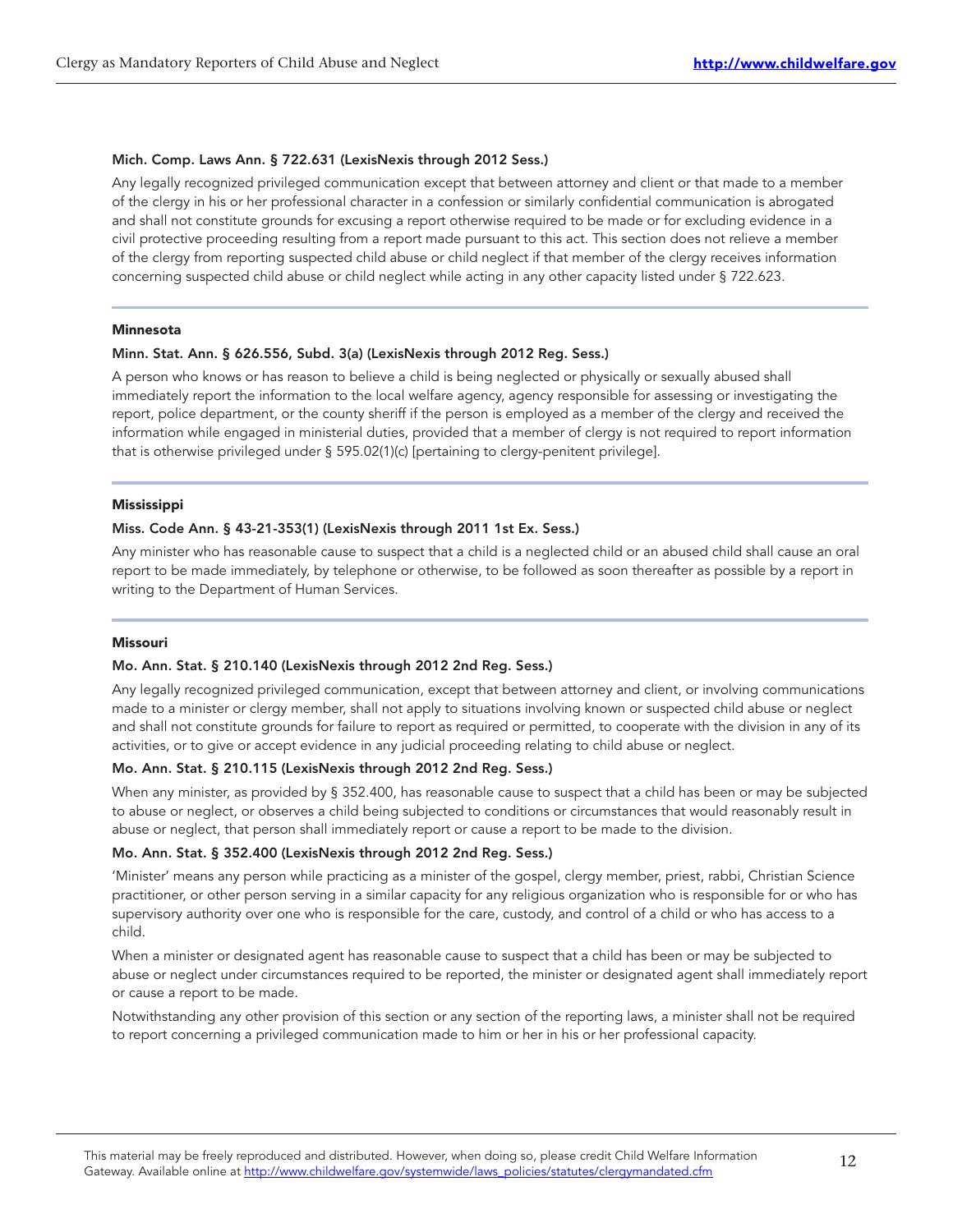**Mich. Comp. Laws Ann. § 722.631 (LexisNexis through 2012 Sess.)**

Any legally recognized privileged communication except that between attorney and client or that made to a member of the clergy in his or her professional character in a confession or similarly confidential communication is abrogated and shall not constitute grounds for excusing a report otherwise required to be made or for excluding evidence in a civil protective proceeding resulting from a report made pursuant to this act. This section does not relieve a member of the clergy from reporting suspected child abuse or child neglect if that member of the clergy receives information concerning suspected child abuse or child neglect while acting in any other capacity listed under § 722.623.

## Minnesota

**Minn. Stat. Ann. § 626.556, Subd. 3(a) (LexisNexis through 2012 Reg. Sess.)**

A person who knows or has reason to believe a child is being neglected or physically or sexually abused shall immediately report the information to the local welfare agency, agency responsible for assessing or investigating the report, police department, or the county sheriff if the person is employed as a member of the clergy and received the information while engaged in ministerial duties, provided that a member of clergy is not required to report information that is otherwise privileged under § 595.02(1)(c) [pertaining to clergy-penitent privilege].

## Mississippi

**Miss. Code Ann. § 43-21-353(1) (LexisNexis through 2011 1st Ex. Sess.)**

Any minister who has reasonable cause to suspect that a child is a neglected child or an abused child shall cause an oral report to be made immediately, by telephone or otherwise, to be followed as soon thereafter as possible by a report in writing to the Department of Human Services.

## Missouri

**Mo. Ann. Stat. § 210.140 (LexisNexis through 2012 2nd Reg. Sess.)**

Any legally recognized privileged communication, except that between attorney and client, or involving communications made to a minister or clergy member, shall not apply to situations involving known or suspected child abuse or neglect and shall not constitute grounds for failure to report as required or permitted, to cooperate with the division in any of its activities, or to give or accept evidence in any judicial proceeding relating to child abuse or neglect.

**Mo. Ann. Stat. § 210.115 (LexisNexis through 2012 2nd Reg. Sess.)**

When any minister, as provided by § 352.400, has reasonable cause to suspect that a child has been or may be subjected to abuse or neglect, or observes a child being subjected to conditions or circumstances that would reasonably result in abuse or neglect, that person shall immediately report or cause a report to be made to the division.

**Mo. Ann. Stat. § 352.400 (LexisNexis through 2012 2nd Reg. Sess.)**

'Minister' means any person while practicing as a minister of the gospel, clergy member, priest, rabbi, Christian Science practitioner, or other person serving in a similar capacity for any religious organization who is responsible for or who has supervisory authority over one who is responsible for the care, custody, and control of a child or who has access to a child.

When a minister or designated agent has reasonable cause to suspect that a child has been or may be subjected to abuse or neglect under circumstances required to be reported, the minister or designated agent shall immediately report or cause a report to be made.

Notwithstanding any other provision of this section or any section of the reporting laws, a minister shall not be required to report concerning a privileged communication made to him or her in his or her professional capacity.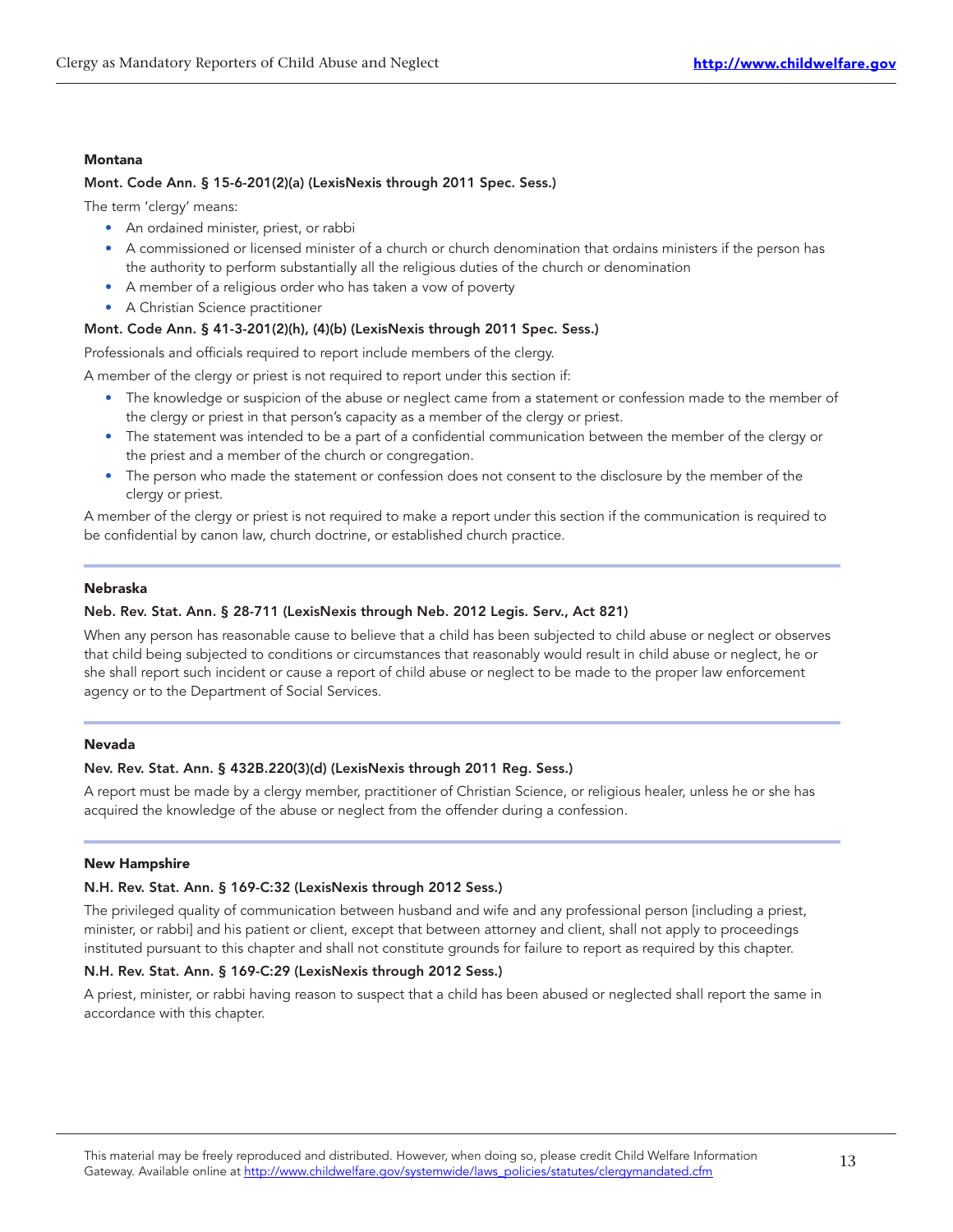**Montana**

**Mont. Code Ann. § 15-6-201(2)(a) (LexisNexis through 2011 Spec. Sess.)**

The term 'clergy' means:

- An ordained minister, priest, or rabbi
- A commissioned or licensed minister of a church or church denomination that ordains ministers if the person has the authority to perform substantially all the religious duties of the church or denomination
- A member of a religious order who has taken a vow of poverty
- A Christian Science practitioner

**Mont. Code Ann. § 41-3-201(2)(h), (4)(b) (LexisNexis through 2011 Spec. Sess.)**

Professionals and officials required to report include members of the clergy.

A member of the clergy or priest is not required to report under this section if:

- The knowledge or suspicion of the abuse or neglect came from a statement or confession made to the member of the clergy or priest in that person's capacity as a member of the clergy or priest.
- The statement was intended to be a part of a confidential communication between the member of the clergy or the priest and a member of the church or congregation.
- The person who made the statement or confession does not consent to the disclosure by the member of the clergy or priest.

A member of the clergy or priest is not required to make a report under this section if the communication is required to be confidential by canon law, church doctrine, or established church practice.

---

**Nebraska**

**Neb. Rev. Stat. Ann. § 28-711 (LexisNexis through Neb. 2012 Legis. Serv., Act 821)**

When any person has reasonable cause to believe that a child has been subjected to child abuse or neglect or observes that child being subjected to conditions or circumstances that reasonably would result in child abuse or neglect, he or she shall report such incident or cause a report of child abuse or neglect to be made to the proper law enforcement agency or to the Department of Social Services.

---

**Nevada**

**Nev. Rev. Stat. Ann. § 432B.220(3)(d) (LexisNexis through 2011 Reg. Sess.)**

A report must be made by a clergy member, practitioner of Christian Science, or religious healer, unless he or she has acquired the knowledge of the abuse or neglect from the offender during a confession.

---

**New Hampshire**

**N.H. Rev. Stat. Ann. § 169-C:32 (LexisNexis through 2012 Sess.)**

The privileged quality of communication between husband and wife and any professional person [including a priest, minister, or rabbi] and his patient or client, except that between attorney and client, shall not apply to proceedings instituted pursuant to this chapter and shall not constitute grounds for failure to report as required by this chapter.

**N.H. Rev. Stat. Ann. § 169-C:29 (LexisNexis through 2012 Sess.)**

A priest, minister, or rabbi having reason to suspect that a child has been abused or neglected shall report the same in accordance with this chapter.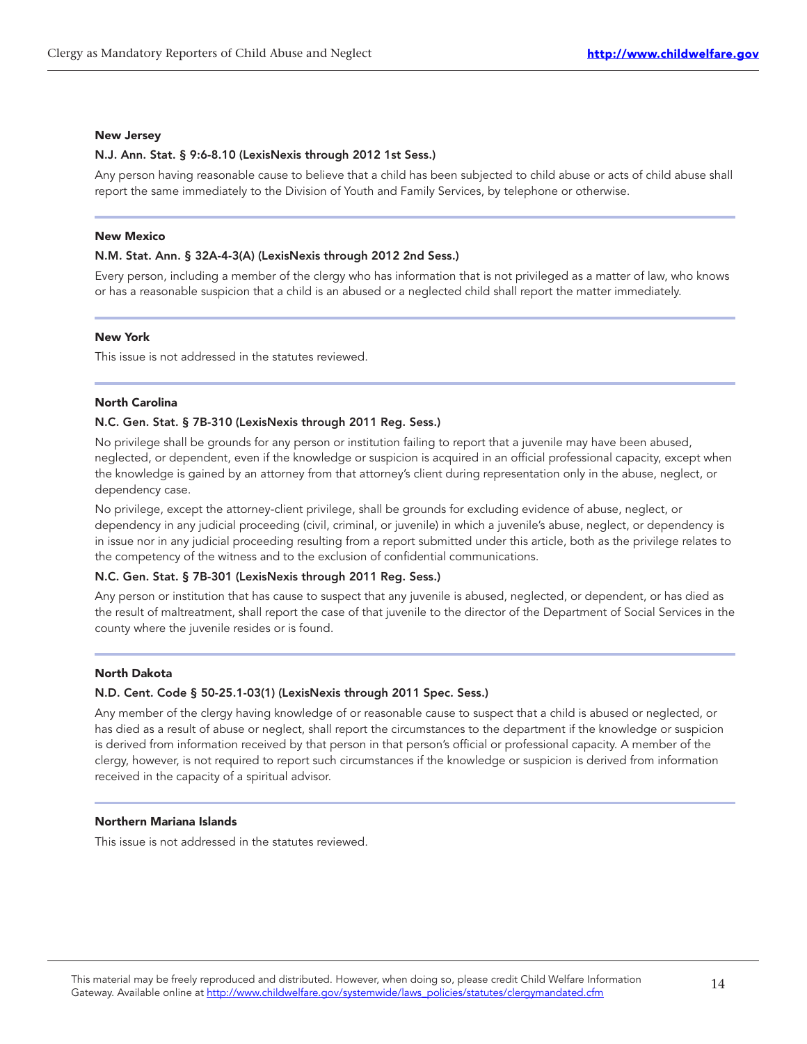### New Jersey

**N.J. Ann. Stat. § 9:6-8.10 (LexisNexis through 2012 1st Sess.)**

Any person having reasonable cause to believe that a child has been subjected to child abuse or acts of child abuse shall report the same immediately to the Division of Youth and Family Services, by telephone or otherwise.

### New Mexico

**N.M. Stat. Ann. § 32A-4-3(A) (LexisNexis through 2012 2nd Sess.)**

Every person, including a member of the clergy who has information that is not privileged as a matter of law, who knows or has a reasonable suspicion that a child is an abused or a neglected child shall report the matter immediately.

### New York

This issue is not addressed in the statutes reviewed.

### North Carolina

**N.C. Gen. Stat. § 7B-310 (LexisNexis through 2011 Reg. Sess.)**

No privilege shall be grounds for any person or institution failing to report that a juvenile may have been abused, neglected, or dependent, even if the knowledge or suspicion is acquired in an official professional capacity, except when the knowledge is gained by an attorney from that attorney's client during representation only in the abuse, neglect, or dependency case.

No privilege, except the attorney-client privilege, shall be grounds for excluding evidence of abuse, neglect, or dependency in any judicial proceeding (civil, criminal, or juvenile) in which a juvenile's abuse, neglect, or dependency is in issue nor in any judicial proceeding resulting from a report submitted under this article, both as the privilege relates to the competency of the witness and to the exclusion of confidential communications.

**N.C. Gen. Stat. § 7B-301 (LexisNexis through 2011 Reg. Sess.)**

Any person or institution that has cause to suspect that any juvenile is abused, neglected, or dependent, or has died as the result of maltreatment, shall report the case of that juvenile to the director of the Department of Social Services in the county where the juvenile resides or is found.

### North Dakota

**N.D. Cent. Code § 50-25.1-03(1) (LexisNexis through 2011 Spec. Sess.)**

Any member of the clergy having knowledge of or reasonable cause to suspect that a child is abused or neglected, or has died as a result of abuse or neglect, shall report the circumstances to the department if the knowledge or suspicion is derived from information received by that person in that person's official or professional capacity. A member of the clergy, however, is not required to report such circumstances if the knowledge or suspicion is derived from information received in the capacity of a spiritual advisor.

### Northern Mariana Islands

This issue is not addressed in the statutes reviewed.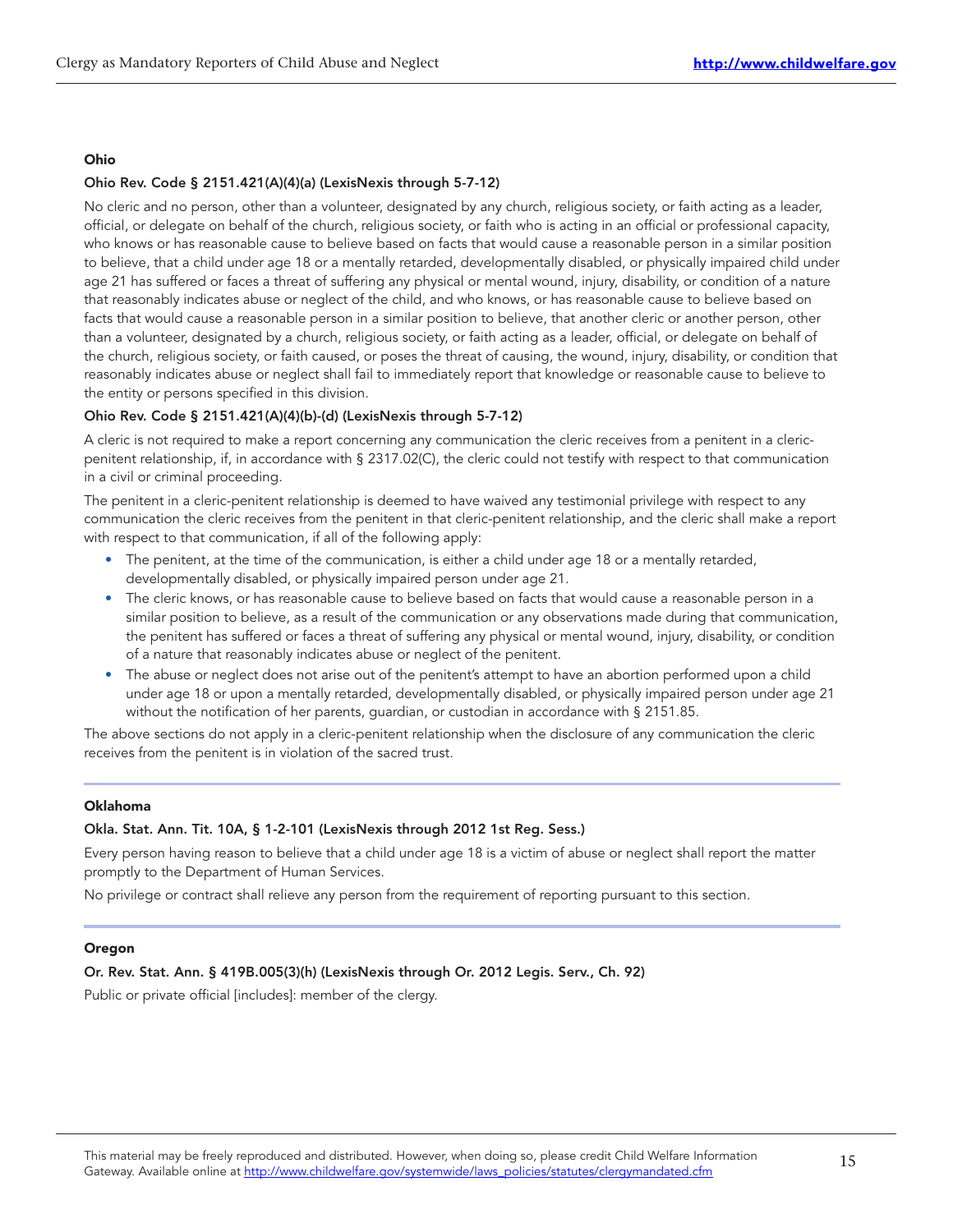### Ohio

**Ohio Rev. Code § 2151.421(A)(4)(a) (LexisNexis through 5-7-12)**

No cleric and no person, other than a volunteer, designated by any church, religious society, or faith acting as a leader, official, or delegate on behalf of the church, religious society, or faith who is acting in an official or professional capacity, who knows or has reasonable cause to believe based on facts that would cause a reasonable person in a similar position to believe, that a child under age 18 or a mentally retarded, developmentally disabled, or physically impaired child under age 21 has suffered or faces a threat of suffering any physical or mental wound, injury, disability, or condition of a nature that reasonably indicates abuse or neglect of the child, and who knows, or has reasonable cause to believe based on facts that would cause a reasonable person in a similar position to believe, that another cleric or another person, other than a volunteer, designated by a church, religious society, or faith acting as a leader, official, or delegate on behalf of the church, religious society, or faith caused, or poses the threat of causing, the wound, injury, disability, or condition that reasonably indicates abuse or neglect shall fail to immediately report that knowledge or reasonable cause to believe to the entity or persons specified in this division.

**Ohio Rev. Code § 2151.421(A)(4)(b)-(d) (LexisNexis through 5-7-12)**

A cleric is not required to make a report concerning any communication the cleric receives from a penitent in a cleric-penitent relationship, if, in accordance with § 2317.02(C), the cleric could not testify with respect to that communication in a civil or criminal proceeding.

The penitent in a cleric-penitent relationship is deemed to have waived any testimonial privilege with respect to any communication the cleric receives from the penitent in that cleric-penitent relationship, and the cleric shall make a report with respect to that communication, if all of the following apply:

- The penitent, at the time of the communication, is either a child under age 18 or a mentally retarded, developmentally disabled, or physically impaired person under age 21.
- The cleric knows, or has reasonable cause to believe based on facts that would cause a reasonable person in a similar position to believe, as a result of the communication or any observations made during that communication, the penitent has suffered or faces a threat of suffering any physical or mental wound, injury, disability, or condition of a nature that reasonably indicates abuse or neglect of the penitent.
- The abuse or neglect does not arise out of the penitent's attempt to have an abortion performed upon a child under age 18 or upon a mentally retarded, developmentally disabled, or physically impaired person under age 21 without the notification of her parents, guardian, or custodian in accordance with § 2151.85.

The above sections do not apply in a cleric-penitent relationship when the disclosure of any communication the cleric receives from the penitent is in violation of the sacred trust.

### Oklahoma

**Okla. Stat. Ann. Tit. 10A, § 1-2-101 (LexisNexis through 2012 1st Reg. Sess.)**

Every person having reason to believe that a child under age 18 is a victim of abuse or neglect shall report the matter promptly to the Department of Human Services.

No privilege or contract shall relieve any person from the requirement of reporting pursuant to this section.

### Oregon

**Or. Rev. Stat. Ann. § 419B.005(3)(h) (LexisNexis through Or. 2012 Legis. Serv., Ch. 92)**

Public or private official [includes]: member of the clergy.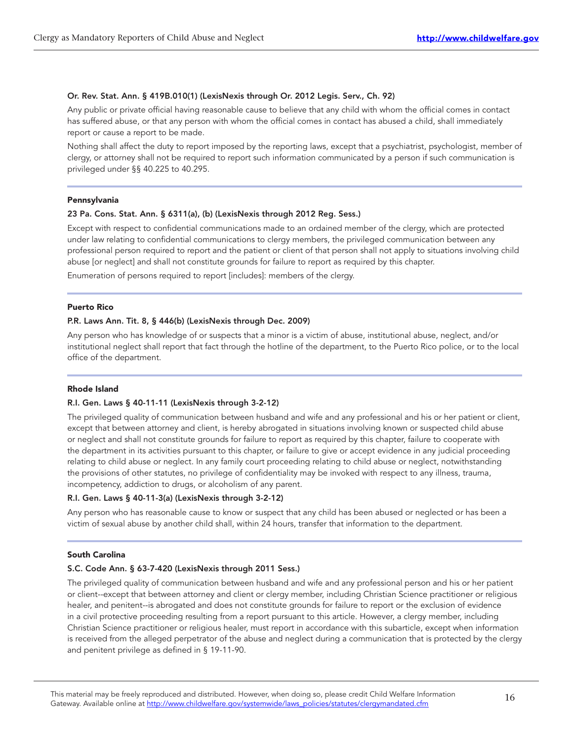**Or. Rev. Stat. Ann. § 419B.010(1) (LexisNexis through Or. 2012 Legis. Serv., Ch. 92)**

Any public or private official having reasonable cause to believe that any child with whom the official comes in contact has suffered abuse, or that any person with whom the official comes in contact has abused a child, shall immediately report or cause a report to be made.

Nothing shall affect the duty to report imposed by the reporting laws, except that a psychiatrist, psychologist, member of clergy, or attorney shall not be required to report such information communicated by a person if such communication is privileged under §§ 40.225 to 40.295.

---

**Pennsylvania**

**23 Pa. Cons. Stat. Ann. § 6311(a), (b) (LexisNexis through 2012 Reg. Sess.)**

Except with respect to confidential communications made to an ordained member of the clergy, which are protected under law relating to confidential communications to clergy members, the privileged communication between any professional person required to report and the patient or client of that person shall not apply to situations involving child abuse [or neglect] and shall not constitute grounds for failure to report as required by this chapter.

Enumeration of persons required to report [includes]: members of the clergy.

---

**Puerto Rico**

**P.R. Laws Ann. Tit. 8, § 446(b) (LexisNexis through Dec. 2009)**

Any person who has knowledge of or suspects that a minor is a victim of abuse, institutional abuse, neglect, and/or institutional neglect shall report that fact through the hotline of the department, to the Puerto Rico police, or to the local office of the department.

---

**Rhode Island**

**R.I. Gen. Laws § 40-11-11 (LexisNexis through 3-2-12)**

The privileged quality of communication between husband and wife and any professional and his or her patient or client, except that between attorney and client, is hereby abrogated in situations involving known or suspected child abuse or neglect and shall not constitute grounds for failure to report as required by this chapter, failure to cooperate with the department in its activities pursuant to this chapter, or failure to give or accept evidence in any judicial proceeding relating to child abuse or neglect. In any family court proceeding relating to child abuse or neglect, notwithstanding the provisions of other statutes, no privilege of confidentiality may be invoked with respect to any illness, trauma, incompetency, addiction to drugs, or alcoholism of any parent.

**R.I. Gen. Laws § 40-11-3(a) (LexisNexis through 3-2-12)**

Any person who has reasonable cause to know or suspect that any child has been abused or neglected or has been a victim of sexual abuse by another child shall, within 24 hours, transfer that information to the department.

---

**South Carolina**

**S.C. Code Ann. § 63-7-420 (LexisNexis through 2011 Sess.)**

The privileged quality of communication between husband and wife and any professional person and his or her patient or client--except that between attorney and client or clergy member, including Christian Science practitioner or religious healer, and penitent--is abrogated and does not constitute grounds for failure to report or the exclusion of evidence in a civil protective proceeding resulting from a report pursuant to this article. However, a clergy member, including Christian Science practitioner or religious healer, must report in accordance with this subarticle, except when information is received from the alleged perpetrator of the abuse and neglect during a communication that is protected by the clergy and penitent privilege as defined in § 19-11-90.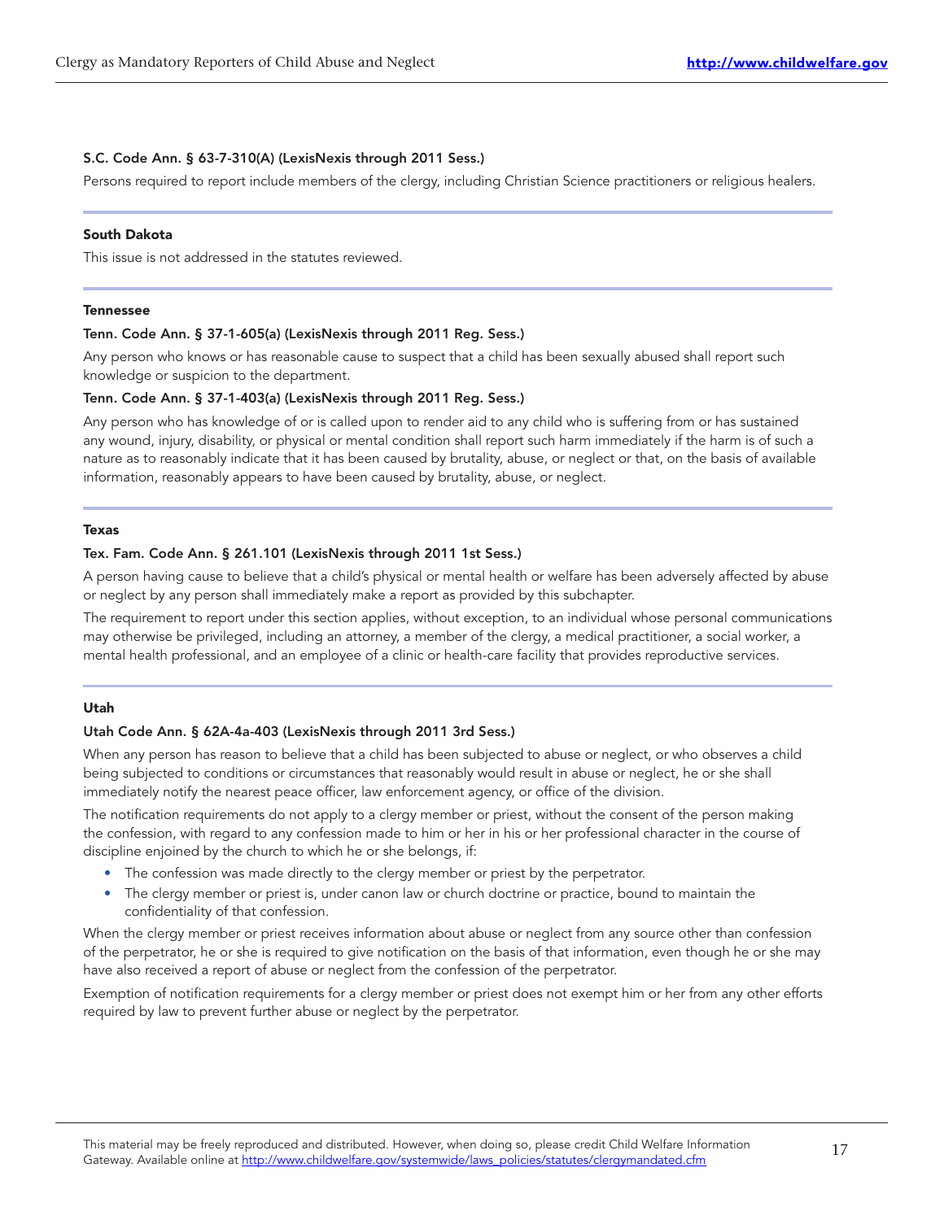**S.C. Code Ann. § 63-7-310(A) (LexisNexis through 2011 Sess.)**

Persons required to report include members of the clergy, including Christian Science practitioners or religious healers.

### South Dakota

This issue is not addressed in the statutes reviewed.

### Tennessee

**Tenn. Code Ann. § 37-1-605(a) (LexisNexis through 2011 Reg. Sess.)**

Any person who knows or has reasonable cause to suspect that a child has been sexually abused shall report such knowledge or suspicion to the department.

**Tenn. Code Ann. § 37-1-403(a) (LexisNexis through 2011 Reg. Sess.)**

Any person who has knowledge of or is called upon to render aid to any child who is suffering from or has sustained any wound, injury, disability, or physical or mental condition shall report such harm immediately if the harm is of such a nature as to reasonably indicate that it has been caused by brutality, abuse, or neglect or that, on the basis of available information, reasonably appears to have been caused by brutality, abuse, or neglect.

### Texas

**Tex. Fam. Code Ann. § 261.101 (LexisNexis through 2011 1st Sess.)**

A person having cause to believe that a child's physical or mental health or welfare has been adversely affected by abuse or neglect by any person shall immediately make a report as provided by this subchapter.

The requirement to report under this section applies, without exception, to an individual whose personal communications may otherwise be privileged, including an attorney, a member of the clergy, a medical practitioner, a social worker, a mental health professional, and an employee of a clinic or health-care facility that provides reproductive services.

### Utah

**Utah Code Ann. § 62A-4a-403 (LexisNexis through 2011 3rd Sess.)**

When any person has reason to believe that a child has been subjected to abuse or neglect, or who observes a child being subjected to conditions or circumstances that reasonably would result in abuse or neglect, he or she shall immediately notify the nearest peace officer, law enforcement agency, or office of the division.

The notification requirements do not apply to a clergy member or priest, without the consent of the person making the confession, with regard to any confession made to him or her in his or her professional character in the course of discipline enjoined by the church to which he or she belongs, if:

- The confession was made directly to the clergy member or priest by the perpetrator.
- The clergy member or priest is, under canon law or church doctrine or practice, bound to maintain the confidentiality of that confession.

When the clergy member or priest receives information about abuse or neglect from any source other than confession of the perpetrator, he or she is required to give notification on the basis of that information, even though he or she may have also received a report of abuse or neglect from the confession of the perpetrator.

Exemption of notification requirements for a clergy member or priest does not exempt him or her from any other efforts required by law to prevent further abuse or neglect by the perpetrator.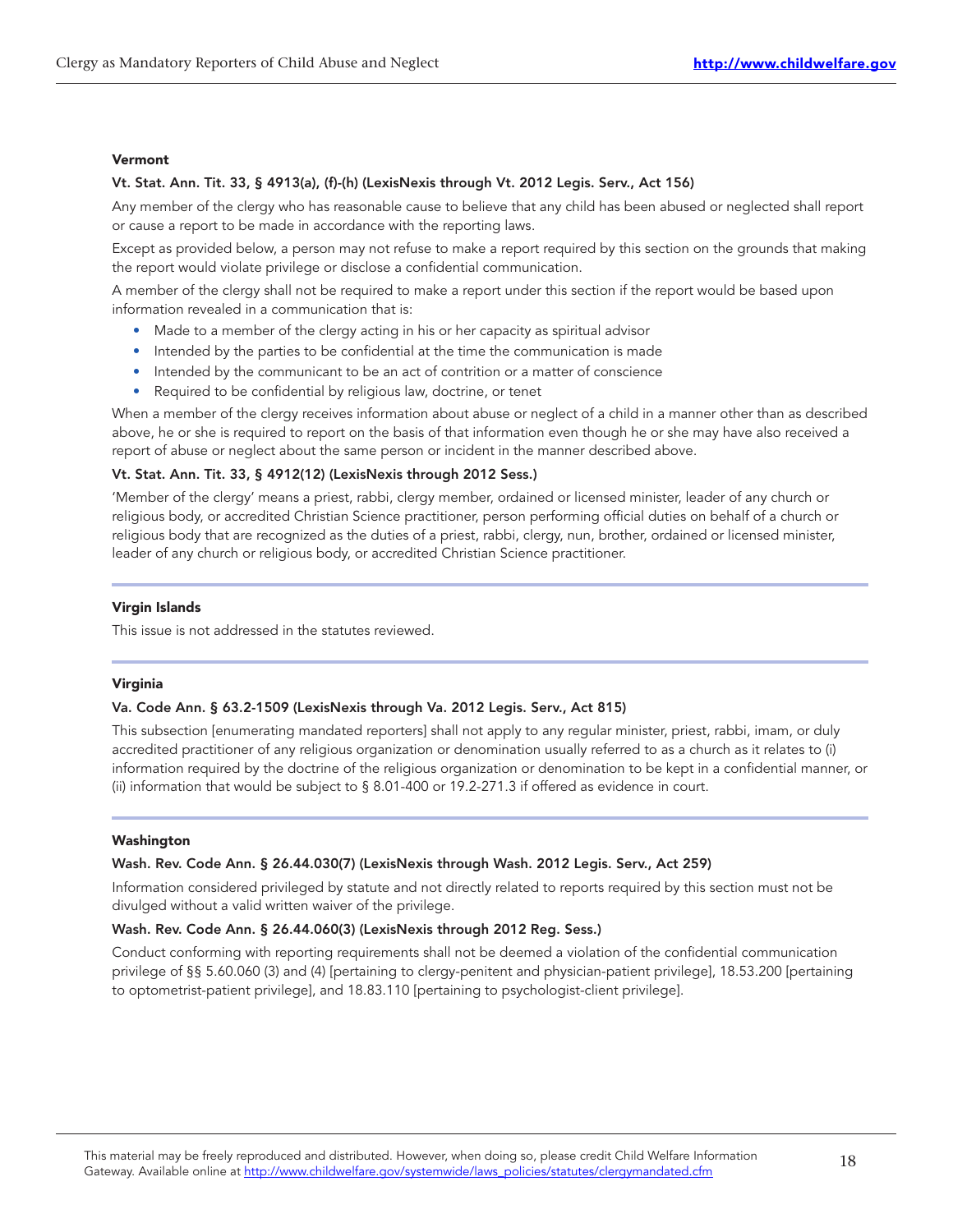### Vermont

**Vt. Stat. Ann. Tit. 33, § 4913(a), (f)-(h) (LexisNexis through Vt. 2012 Legis. Serv., Act 156)**

Any member of the clergy who has reasonable cause to believe that any child has been abused or neglected shall report or cause a report to be made in accordance with the reporting laws.

Except as provided below, a person may not refuse to make a report required by this section on the grounds that making the report would violate privilege or disclose a confidential communication.

A member of the clergy shall not be required to make a report under this section if the report would be based upon information revealed in a communication that is:

- Made to a member of the clergy acting in his or her capacity as spiritual advisor
- Intended by the parties to be confidential at the time the communication is made
- Intended by the communicant to be an act of contrition or a matter of conscience
- Required to be confidential by religious law, doctrine, or tenet

When a member of the clergy receives information about abuse or neglect of a child in a manner other than as described above, he or she is required to report on the basis of that information even though he or she may have also received a report of abuse or neglect about the same person or incident in the manner described above.

**Vt. Stat. Ann. Tit. 33, § 4912(12) (LexisNexis through 2012 Sess.)**

'Member of the clergy' means a priest, rabbi, clergy member, ordained or licensed minister, leader of any church or religious body, or accredited Christian Science practitioner, person performing official duties on behalf of a church or religious body that are recognized as the duties of a priest, rabbi, clergy, nun, brother, ordained or licensed minister, leader of any church or religious body, or accredited Christian Science practitioner.

### Virgin Islands

This issue is not addressed in the statutes reviewed.

### Virginia

**Va. Code Ann. § 63.2-1509 (LexisNexis through Va. 2012 Legis. Serv., Act 815)**

This subsection [enumerating mandated reporters] shall not apply to any regular minister, priest, rabbi, imam, or duly accredited practitioner of any religious organization or denomination usually referred to as a church as it relates to (i) information required by the doctrine of the religious organization or denomination to be kept in a confidential manner, or (ii) information that would be subject to § 8.01-400 or 19.2-271.3 if offered as evidence in court.

### Washington

**Wash. Rev. Code Ann. § 26.44.030(7) (LexisNexis through Wash. 2012 Legis. Serv., Act 259)**

Information considered privileged by statute and not directly related to reports required by this section must not be divulged without a valid written waiver of the privilege.

**Wash. Rev. Code Ann. § 26.44.060(3) (LexisNexis through 2012 Reg. Sess.)**

Conduct conforming with reporting requirements shall not be deemed a violation of the confidential communication privilege of §§ 5.60.060 (3) and (4) [pertaining to clergy-penitent and physician-patient privilege], 18.53.200 [pertaining to optometrist-patient privilege], and 18.83.110 [pertaining to psychologist-client privilege].

This material may be freely reproduced and distributed. However, when doing so, please credit Child Welfare Information Gateway. Available online at http://www.childwelfare.gov/systemwide/laws_policies/statutes/clergymandated.cfm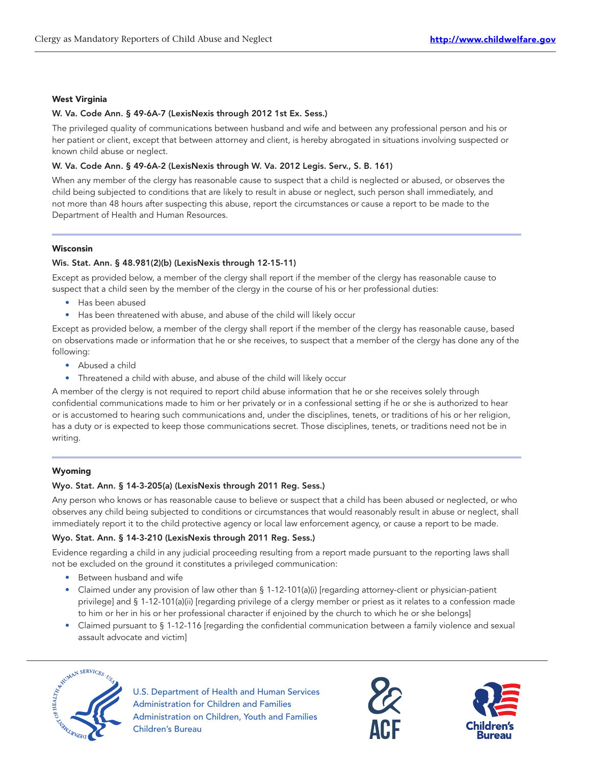### West Virginia

**W. Va. Code Ann. § 49-6A-7 (LexisNexis through 2012 1st Ex. Sess.)**

The privileged quality of communications between husband and wife and between any professional person and his or her patient or client, except that between attorney and client, is hereby abrogated in situations involving suspected or known child abuse or neglect.

**W. Va. Code Ann. § 49-6A-2 (LexisNexis through W. Va. 2012 Legis. Serv., S. B. 161)**

When any member of the clergy has reasonable cause to suspect that a child is neglected or abused, or observes the child being subjected to conditions that are likely to result in abuse or neglect, such person shall immediately, and not more than 48 hours after suspecting this abuse, report the circumstances or cause a report to be made to the Department of Health and Human Resources.

### Wisconsin

**Wis. Stat. Ann. § 48.981(2)(b) (LexisNexis through 12-15-11)**

Except as provided below, a member of the clergy shall report if the member of the clergy has reasonable cause to suspect that a child seen by the member of the clergy in the course of his or her professional duties:

- Has been abused
- Has been threatened with abuse, and abuse of the child will likely occur

Except as provided below, a member of the clergy shall report if the member of the clergy has reasonable cause, based on observations made or information that he or she receives, to suspect that a member of the clergy has done any of the following:

- Abused a child
- Threatened a child with abuse, and abuse of the child will likely occur

A member of the clergy is not required to report child abuse information that he or she receives solely through confidential communications made to him or her privately or in a confessional setting if he or she is authorized to hear or is accustomed to hearing such communications and, under the disciplines, tenets, or traditions of his or her religion, has a duty or is expected to keep those communications secret. Those disciplines, tenets, or traditions need not be in writing.

### Wyoming

**Wyo. Stat. Ann. § 14-3-205(a) (LexisNexis through 2011 Reg. Sess.)**

Any person who knows or has reasonable cause to believe or suspect that a child has been abused or neglected, or who observes any child being subjected to conditions or circumstances that would reasonably result in abuse or neglect, shall immediately report it to the child protective agency or local law enforcement agency, or cause a report to be made.

**Wyo. Stat. Ann. § 14-3-210 (LexisNexis through 2011 Reg. Sess.)**

Evidence regarding a child in any judicial proceeding resulting from a report made pursuant to the reporting laws shall not be excluded on the ground it constitutes a privileged communication:

- Between husband and wife
- Claimed under any provision of law other than § 1-12-101(a)(i) [regarding attorney-client or physician-patient privilege] and § 1-12-101(a)(ii) [regarding privilege of a clergy member or priest as it relates to a confession made to him or her in his or her professional character if enjoined by the church to which he or she belongs]
- Claimed pursuant to § 1-12-116 [regarding the confidential communication between a family violence and sexual assault advocate and victim]

U.S. Department of Health and Human Services
Administration for Children and Families
Administration on Children, Youth and Families
Children's Bureau